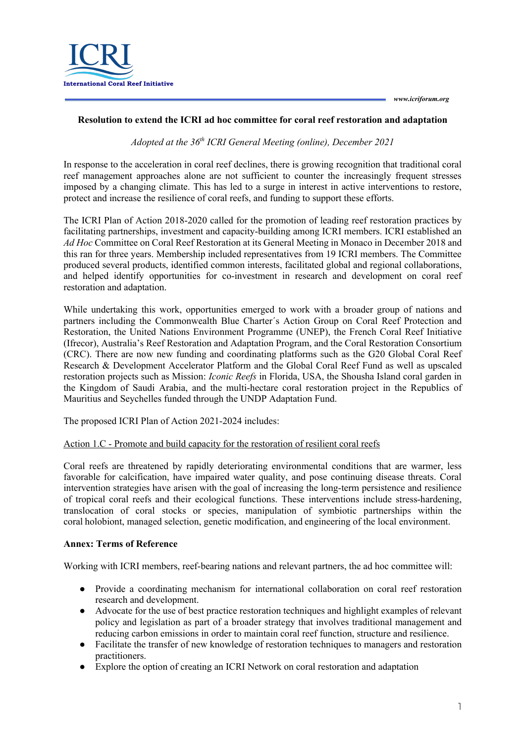**ICRI**

**International Coral Reef Initiative**

*www.icriforum.org*

## Resolution to extend the ICRI ad hoc committee for coral reef restoration and adaptation

*Adopted at the 36th ICRI General Meeting (online), December 2021*

In response to the acceleration in coral reef declines, there is growing recognition that traditional coral reef management approaches alone are not sufficient to counter the increasingly frequent stresses imposed by a changing climate. This has led to a surge in interest in active interventions to restore, protect and increase the resilience of coral reefs, and funding to support these efforts.

The ICRI Plan of Action 2018-2020 called for the promotion of leading reef restoration practices by facilitating partnerships, investment and capacity-building among ICRI members. ICRI established an *Ad Hoc* Committee on Coral Reef Restoration at its General Meeting in Monaco in December 2018 and this ran for three years. Membership included representatives from 19 ICRI members. The Committee produced several products, identified common interests, facilitated global and regional collaborations, and helped identify opportunities for co-investment in research and development on coral reef restoration and adaptation.

While undertaking this work, opportunities emerged to work with a broader group of nations and partners including the Commonwealth Blue Charter´s Action Group on Coral Reef Protection and Restoration, the United Nations Environment Programme (UNEP), the French Coral Reef Initiative (Ifrecor), Australia's Reef Restoration and Adaptation Program, and the Coral Restoration Consortium (CRC). There are now new funding and coordinating platforms such as the G20 Global Coral Reef Research & Development Accelerator Platform and the Global Coral Reef Fund as well as upscaled restoration projects such as Mission: *Iconic Reefs* in Florida, USA, the Shousha Island coral garden in the Kingdom of Saudi Arabia, and the multi-hectare coral restoration project in the Republics of Mauritius and Seychelles funded through the UNDP Adaptation Fund.

The proposed ICRI Plan of Action 2021-2024 includes:

Action 1.C - Promote and build capacity for the restoration of resilient coral reefs

Coral reefs are threatened by rapidly deteriorating environmental conditions that are warmer, less favorable for calcification, have impaired water quality, and pose continuing disease threats. Coral intervention strategies have arisen with the goal of increasing the long-term persistence and resilience of tropical coral reefs and their ecological functions. These interventions include stress-hardening, translocation of coral stocks or species, manipulation of symbiotic partnerships within the coral holobiont, managed selection, genetic modification, and engineering of the local environment.

### Annex: Terms of Reference

Working with ICRI members, reef-bearing nations and relevant partners, the ad hoc committee will:

- Provide a coordinating mechanism for international collaboration on coral reef restoration research and development.
- Advocate for the use of best practice restoration techniques and highlight examples of relevant policy and legislation as part of a broader strategy that involves traditional management and reducing carbon emissions in order to maintain coral reef function, structure and resilience.
- Facilitate the transfer of new knowledge of restoration techniques to managers and restoration practitioners.
- Explore the option of creating an ICRI Network on coral restoration and adaptation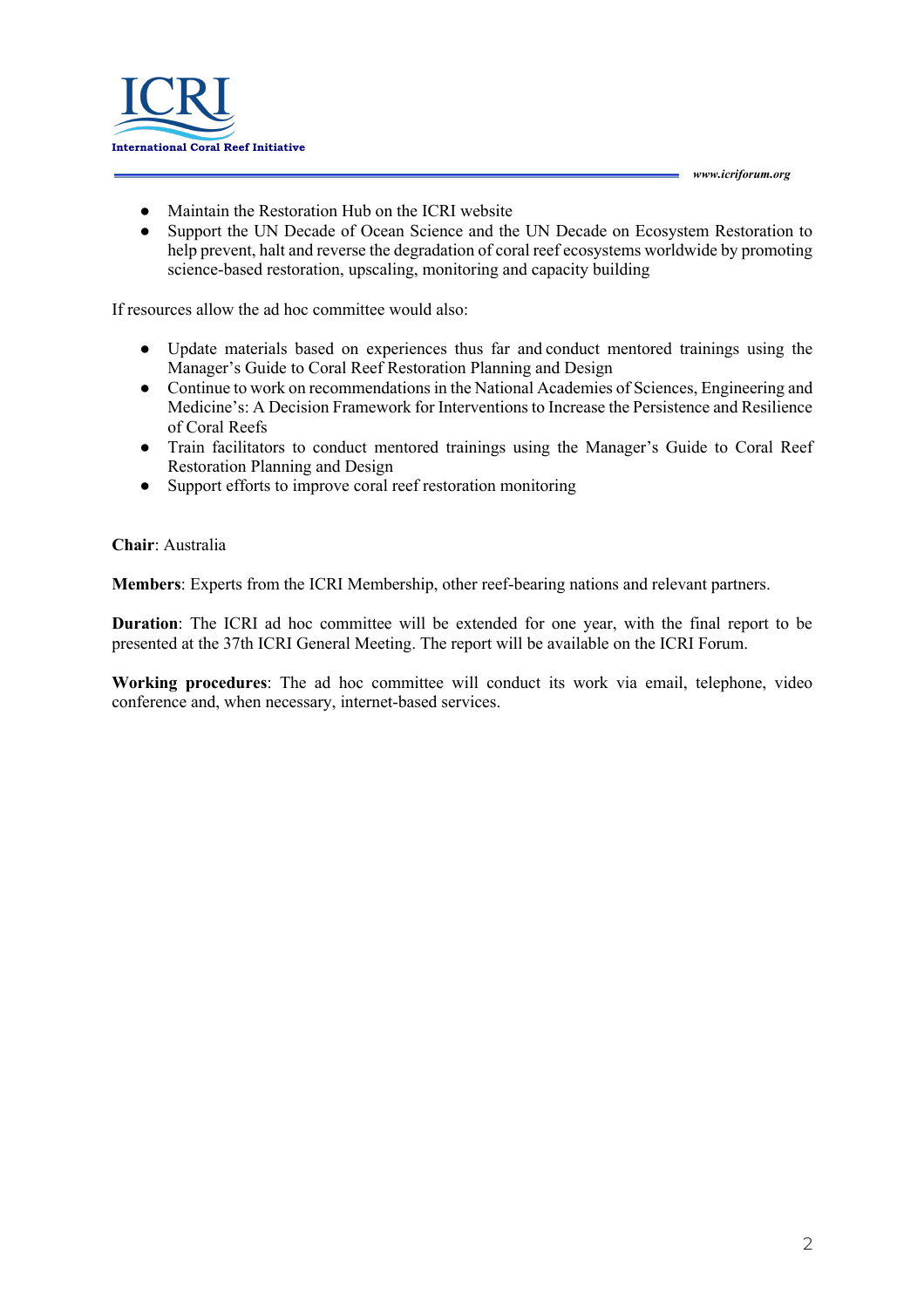- Maintain the Restoration Hub on the ICRI website
- Support the UN Decade of Ocean Science and the UN Decade on Ecosystem Restoration to help prevent, halt and reverse the degradation of coral reef ecosystems worldwide by promoting science-based restoration, upscaling, monitoring and capacity building

If resources allow the ad hoc committee would also:

- Update materials based on experiences thus far and conduct mentored trainings using the Manager's Guide to Coral Reef Restoration Planning and Design
- Continue to work on recommendations in the National Academies of Sciences, Engineering and Medicine's: A Decision Framework for Interventions to Increase the Persistence and Resilience of Coral Reefs
- Train facilitators to conduct mentored trainings using the Manager's Guide to Coral Reef Restoration Planning and Design
- Support efforts to improve coral reef restoration monitoring

**Chair**: Australia

**Members**: Experts from the ICRI Membership, other reef-bearing nations and relevant partners.

**Duration**: The ICRI ad hoc committee will be extended for one year, with the final report to be presented at the 37th ICRI General Meeting. The report will be available on the ICRI Forum.

**Working procedures**: The ad hoc committee will conduct its work via email, telephone, video conference and, when necessary, internet-based services.